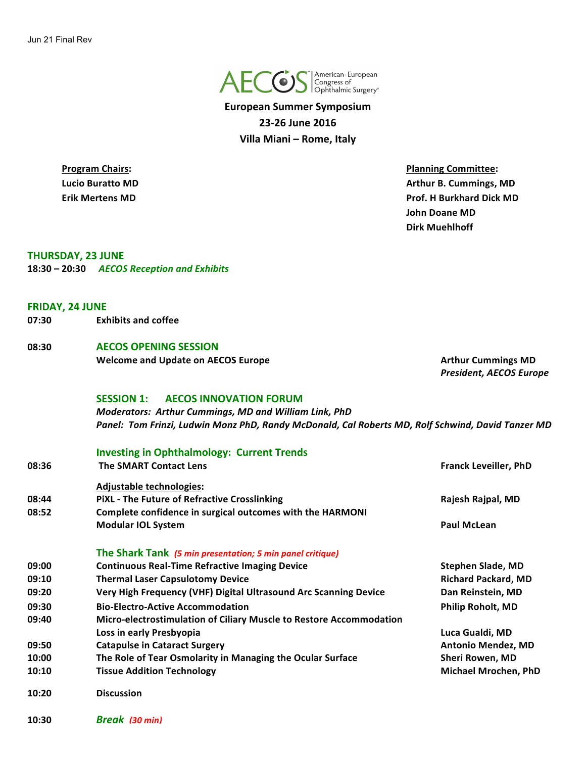Jun 21 Final Rev

AECOS American-European Congress of Ophthalmic Surgery

# European Summer Symposium
## 23-26 June 2016
## Villa Miani – Rome, Italy

**Program Chairs:**
**Lucio Buratto MD**
**Erik Mertens MD**

**Planning Committee:**
**Arthur B. Cummings, MD**
**Prof. H Burkhard Dick MD**
**John Doane MD**
**Dirk Muehlhoff**

## THURSDAY, 23 JUNE

**18:30 – 20:30** ***AECOS Reception and Exhibits***

## FRIDAY, 24 JUNE

| Time | Session | Speaker |
|---|---|---|
| 07:30 | **Exhibits and coffee** | |
| 08:30 | **AECOS OPENING SESSION** | |
| | **Welcome and Update on AECOS Europe** | **Arthur Cummings MD** ***President, AECOS Europe*** |

### SESSION 1: AECOS INNOVATION FORUM

***Moderators: Arthur Cummings, MD and William Link, PhD***
***Panel: Tom Frinzi, Ludwin Monz PhD, Randy McDonald, Cal Roberts MD, Rolf Schwind, David Tanzer MD***

### Investing in Ophthalmology: Current Trends

| Time | Presentation | Speaker |
|---|---|---|
| 08:36 | **The SMART Contact Lens** | **Franck Leveiller, PhD** |
| | **Adjustable technologies:** | |
| 08:44 | **PiXL - The Future of Refractive Crosslinking** | **Rajesh Rajpal, MD** |
| 08:52 | **Complete confidence in surgical outcomes with the HARMONI Modular IOL System** | **Paul McLean** |

### The Shark Tank *(5 min presentation; 5 min panel critique)*

| Time | Presentation | Speaker |
|---|---|---|
| 09:00 | **Continuous Real-Time Refractive Imaging Device** | **Stephen Slade, MD** |
| 09:10 | **Thermal Laser Capsulotomy Device** | **Richard Packard, MD** |
| 09:20 | **Very High Frequency (VHF) Digital Ultrasound Arc Scanning Device** | **Dan Reinstein, MD** |
| 09:30 | **Bio-Electro-Active Accommodation** | **Philip Roholt, MD** |
| 09:40 | **Micro-electrostimulation of Ciliary Muscle to Restore Accommodation Loss in early Presbyopia** | **Luca Gualdi, MD** |
| 09:50 | **Catapulse in Cataract Surgery** | **Antonio Mendez, MD** |
| 10:00 | **The Role of Tear Osmolarity in Managing the Ocular Surface** | **Sheri Rowen, MD** |
| 10:10 | **Tissue Addition Technology** | **Michael Mrochen, PhD** |
| 10:20 | **Discussion** | |
| 10:30 | ***Break*** *(30 min)* | |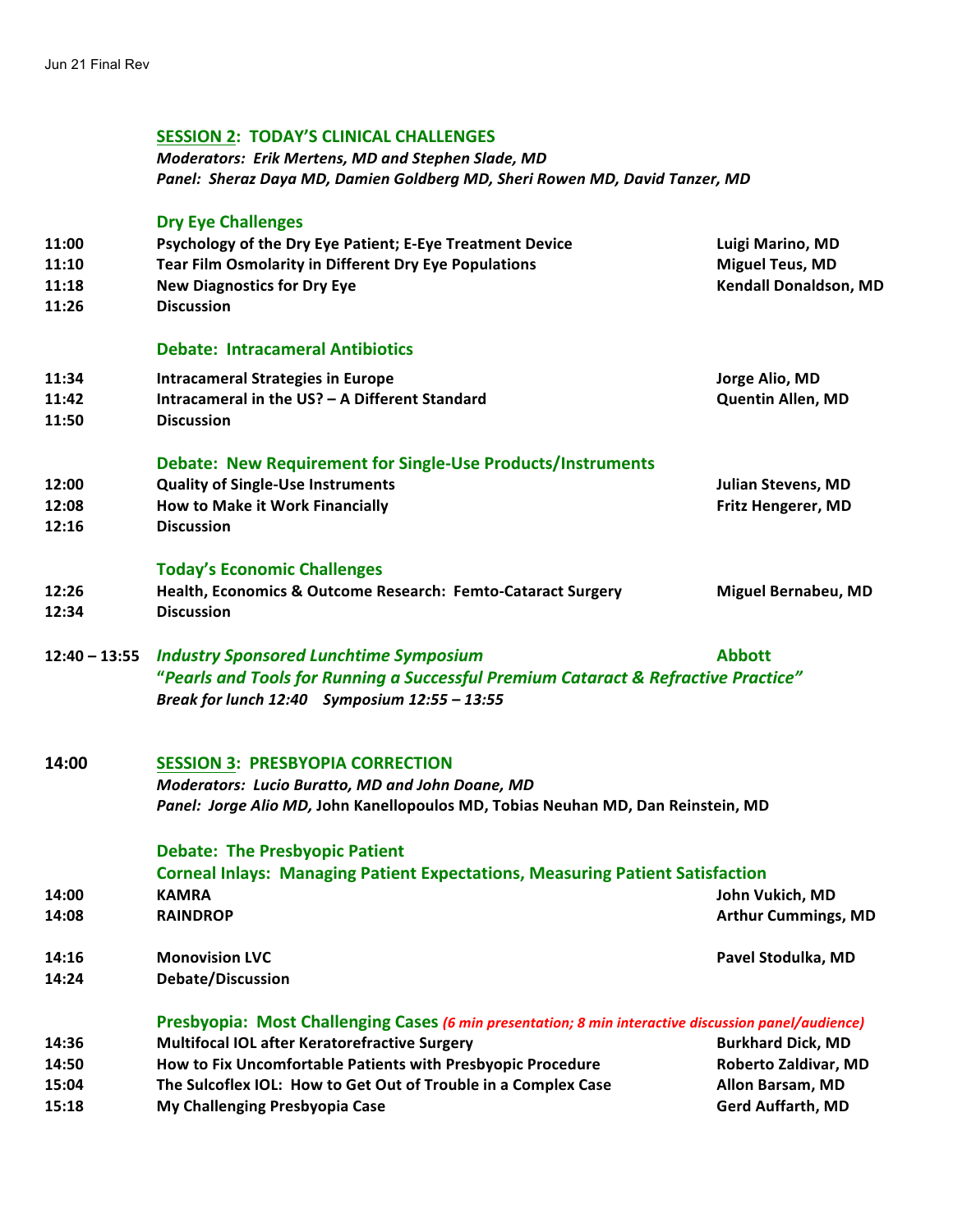## SESSION 2: TODAY'S CLINICAL CHALLENGES

***Moderators: Erik Mertens, MD and Stephen Slade, MD***
***Panel: Sheraz Daya MD, Damien Goldberg MD, Sheri Rowen MD, David Tanzer, MD***

### Dry Eye Challenges

| Time | Topic | Speaker |
|---|---|---|
| **11:00** | **Psychology of the Dry Eye Patient; E-Eye Treatment Device** | **Luigi Marino, MD** |
| **11:10** | **Tear Film Osmolarity in Different Dry Eye Populations** | **Miguel Teus, MD** |
| **11:18** | **New Diagnostics for Dry Eye** | **Kendall Donaldson, MD** |
| **11:26** | **Discussion** | |

### Debate: Intracameral Antibiotics

| Time | Topic | Speaker |
|---|---|---|
| **11:34** | **Intracameral Strategies in Europe** | **Jorge Alio, MD** |
| **11:42** | **Intracameral in the US? – A Different Standard** | **Quentin Allen, MD** |
| **11:50** | **Discussion** | |

### Debate: New Requirement for Single-Use Products/Instruments

| Time | Topic | Speaker |
|---|---|---|
| **12:00** | **Quality of Single-Use Instruments** | **Julian Stevens, MD** |
| **12:08** | **How to Make it Work Financially** | **Fritz Hengerer, MD** |
| **12:16** | **Discussion** | |

### Today's Economic Challenges

| Time | Topic | Speaker |
|---|---|---|
| **12:26** | **Health, Economics & Outcome Research: Femto-Cataract Surgery** | **Miguel Bernabeu, MD** |
| **12:34** | **Discussion** | |

**12:40 – 13:55** ***Industry Sponsored Lunchtime Symposium*** **Abbott**

***"Pearls and Tools for Running a Successful Premium Cataract & Refractive Practice"***

***Break for lunch 12:40 Symposium 12:55 – 13:55***

## 14:00 SESSION 3: PRESBYOPIA CORRECTION

***Moderators: Lucio Buratto, MD and John Doane, MD***
***Panel: Jorge Alio MD,*** **John Kanellopoulos MD, Tobias Neuhan MD, Dan Reinstein, MD**

### Debate: The Presbyopic Patient

### Corneal Inlays: Managing Patient Expectations, Measuring Patient Satisfaction

| Time | Topic | Speaker |
|---|---|---|
| **14:00** | **KAMRA** | **John Vukich, MD** |
| **14:08** | **RAINDROP** | **Arthur Cummings, MD** |
| **14:16** | **Monovision LVC** | **Pavel Stodulka, MD** |
| **14:24** | **Debate/Discussion** | |

### Presbyopia: Most Challenging Cases *(6 min presentation; 8 min interactive discussion panel/audience)*

| Time | Topic | Speaker |
|---|---|---|
| **14:36** | **Multifocal IOL after Keratorefractive Surgery** | **Burkhard Dick, MD** |
| **14:50** | **How to Fix Uncomfortable Patients with Presbyopic Procedure** | **Roberto Zaldivar, MD** |
| **15:04** | **The Sulcoflex IOL: How to Get Out of Trouble in a Complex Case** | **Allon Barsam, MD** |
| **15:18** | **My Challenging Presbyopia Case** | **Gerd Auffarth, MD** |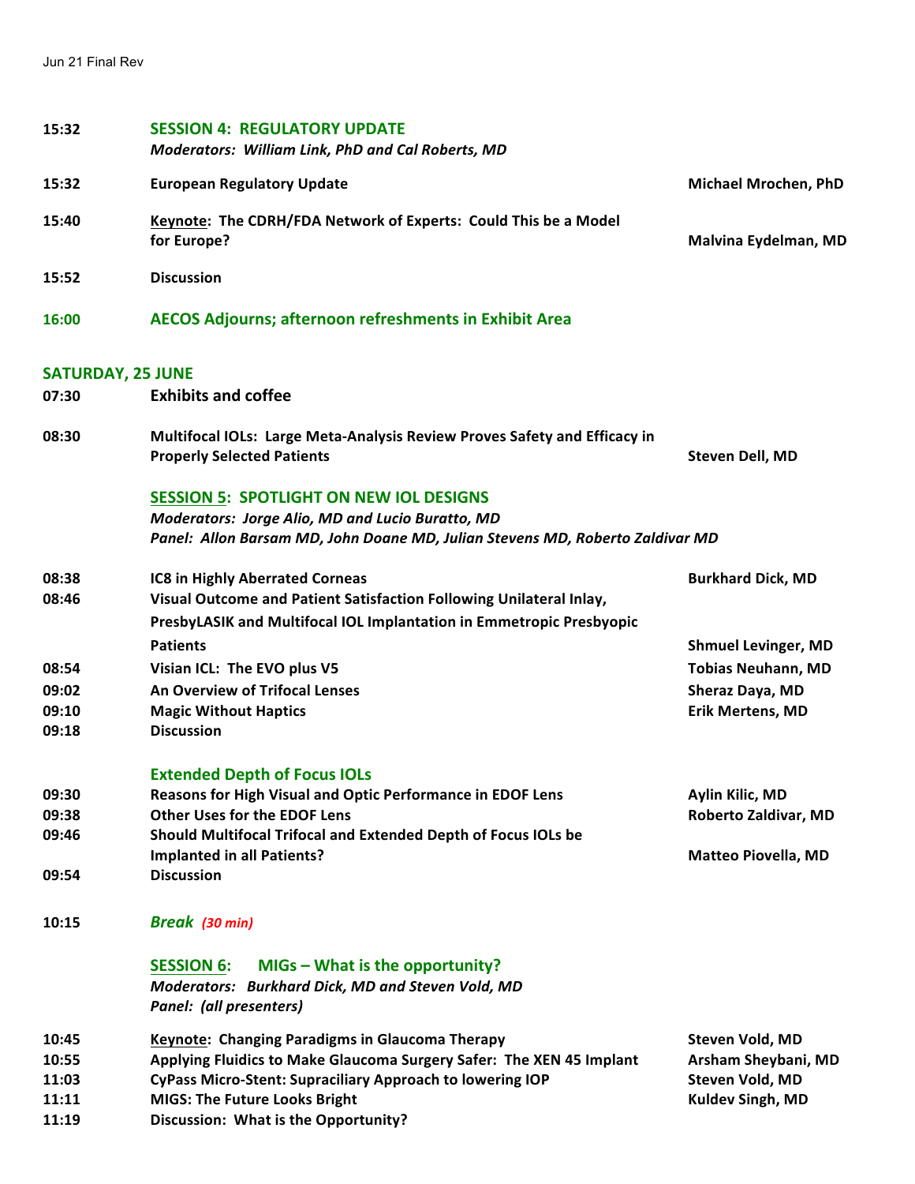**15:32** **SESSION 4: REGULATORY UPDATE**
*Moderators: William Link, PhD and Cal Roberts, MD*

| Time | Presentation | Speaker |
| --- | --- | --- |
| 15:32 | European Regulatory Update | Michael Mrochen, PhD |
| 15:40 | Keynote: The CDRH/FDA Network of Experts: Could This be a Model for Europe? | Malvina Eydelman, MD |
| 15:52 | Discussion | |

**16:00** **AECOS Adjourns; afternoon refreshments in Exhibit Area**

## SATURDAY, 25 JUNE

**07:30** **Exhibits and coffee**

| Time | Presentation | Speaker |
| --- | --- | --- |
| 08:30 | Multifocal IOLs: Large Meta-Analysis Review Proves Safety and Efficacy in Properly Selected Patients | Steven Dell, MD |

**SESSION 5: SPOTLIGHT ON NEW IOL DESIGNS**
*Moderators: Jorge Alio, MD and Lucio Buratto, MD*
*Panel: Allon Barsam MD, John Doane MD, Julian Stevens MD, Roberto Zaldivar MD*

| Time | Presentation | Speaker |
| --- | --- | --- |
| 08:38 | IC8 in Highly Aberrated Corneas | Burkhard Dick, MD |
| 08:46 | Visual Outcome and Patient Satisfaction Following Unilateral Inlay, PresbyLASIK and Multifocal IOL Implantation in Emmetropic Presbyopic Patients | Shmuel Levinger, MD |
| 08:54 | Visian ICL: The EVO plus V5 | Tobias Neuhann, MD |
| 09:02 | An Overview of Trifocal Lenses | Sheraz Daya, MD |
| 09:10 | Magic Without Haptics | Erik Mertens, MD |
| 09:18 | Discussion | |

**Extended Depth of Focus IOLs**

| Time | Presentation | Speaker |
| --- | --- | --- |
| 09:30 | Reasons for High Visual and Optic Performance in EDOF Lens | Aylin Kilic, MD |
| 09:38 | Other Uses for the EDOF Lens | Roberto Zaldivar, MD |
| 09:46 | Should Multifocal Trifocal and Extended Depth of Focus IOLs be Implanted in all Patients? | Matteo Piovella, MD |
| 09:54 | Discussion | |

**10:15** ***Break*** *(30 min)*

**SESSION 6: MIGs – What is the opportunity?**
*Moderators: Burkhard Dick, MD and Steven Vold, MD*
*Panel: (all presenters)*

| Time | Presentation | Speaker |
| --- | --- | --- |
| 10:45 | Keynote: Changing Paradigms in Glaucoma Therapy | Steven Vold, MD |
| 10:55 | Applying Fluidics to Make Glaucoma Surgery Safer: The XEN 45 Implant | Arsham Sheybani, MD |
| 11:03 | CyPass Micro-Stent: Supraciliary Approach to lowering IOP | Steven Vold, MD |
| 11:11 | MIGS: The Future Looks Bright | Kuldev Singh, MD |
| 11:19 | Discussion: What is the Opportunity? | |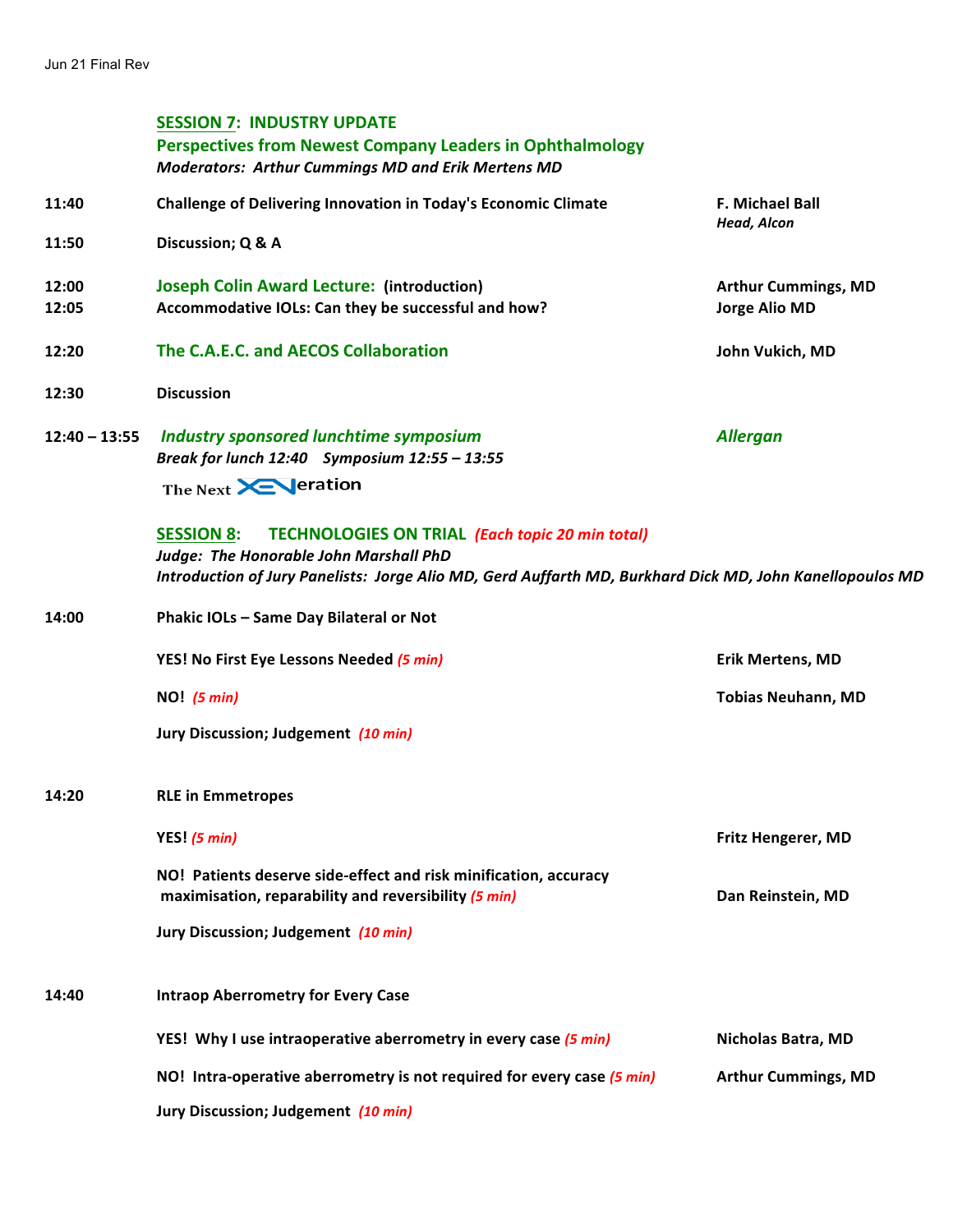Jun 21 Final Rev

## SESSION 7: INDUSTRY UPDATE

### Perspectives from Newest Company Leaders in Ophthalmology

***Moderators: Arthur Cummings MD and Erik Mertens MD***

| Time | Topic | Speaker |
|---|---|---|
| **11:40** | **Challenge of Delivering Innovation in Today's Economic Climate** | **F. Michael Ball** ***Head, Alcon*** |
| **11:50** | **Discussion; Q & A** | |
| **12:00** | **Joseph Colin Award Lecture: (introduction)** | **Arthur Cummings, MD** |
| **12:05** | **Accommodative IOLs: Can they be successful and how?** | **Jorge Alio MD** |
| **12:20** | **The C.A.E.C. and AECOS Collaboration** | **John Vukich, MD** |
| **12:30** | **Discussion** | |
| **12:40 – 13:55** | ***Industry sponsored lunchtime symposium*** ***Break for lunch 12:40 Symposium 12:55 – 13:55*** The Next XENeration | ***Allergan*** |

## SESSION 8: TECHNOLOGIES ON TRIAL *(Each topic 20 min total)*

***Judge: The Honorable John Marshall PhD***

***Introduction of Jury Panelists: Jorge Alio MD, Gerd Auffarth MD, Burkhard Dick MD, John Kanellopoulos MD***

| Time | Topic | Speaker |
|---|---|---|
| **14:00** | **Phakic IOLs – Same Day Bilateral or Not** | |
| | **YES! No First Eye Lessons Needed** *(5 min)* | **Erik Mertens, MD** |
| | **NO!** *(5 min)* | **Tobias Neuhann, MD** |
| | **Jury Discussion; Judgement** *(10 min)* | |
| **14:20** | **RLE in Emmetropes** | |
| | **YES!** *(5 min)* | **Fritz Hengerer, MD** |
| | **NO! Patients deserve side-effect and risk minification, accuracy maximisation, reparability and reversibility** *(5 min)* | **Dan Reinstein, MD** |
| | **Jury Discussion; Judgement** *(10 min)* | |
| **14:40** | **Intraop Aberrometry for Every Case** | |
| | **YES! Why I use intraoperative aberrometry in every case** *(5 min)* | **Nicholas Batra, MD** |
| | **NO! Intra-operative aberrometry is not required for every case** *(5 min)* | **Arthur Cummings, MD** |
| | **Jury Discussion; Judgement** *(10 min)* | |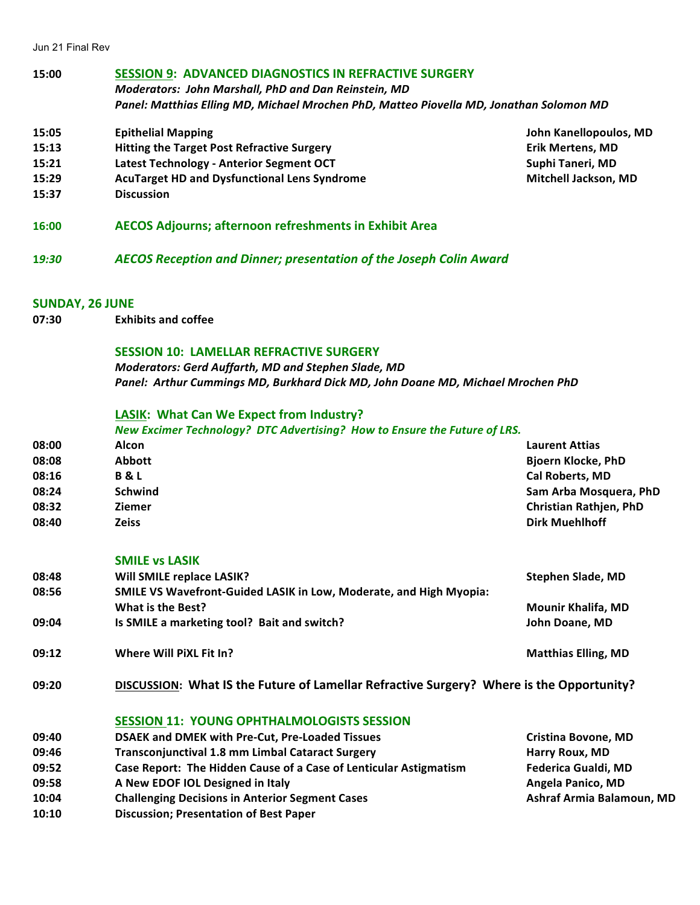**15:00** **SESSION 9: ADVANCED DIAGNOSTICS IN REFRACTIVE SURGERY**
*Moderators: John Marshall, PhD and Dan Reinstein, MD*
*Panel: Matthias Elling MD, Michael Mrochen PhD, Matteo Piovella MD, Jonathan Solomon MD*

| | | |
|---|---|---|
| **15:05** | **Epithelial Mapping** | **John Kanellopoulos, MD** |
| **15:13** | **Hitting the Target Post Refractive Surgery** | **Erik Mertens, MD** |
| **15:21** | **Latest Technology - Anterior Segment OCT** | **Suphi Taneri, MD** |
| **15:29** | **AcuTarget HD and Dysfunctional Lens Syndrome** | **Mitchell Jackson, MD** |
| **15:37** | **Discussion** | |

**16:00** **AECOS Adjourns; afternoon refreshments in Exhibit Area**

***19:30*** ***AECOS Reception and Dinner; presentation of the Joseph Colin Award***

## SUNDAY, 26 JUNE

**07:30** **Exhibits and coffee**

### SESSION 10: LAMELLAR REFRACTIVE SURGERY
*Moderators: Gerd Auffarth, MD and Stephen Slade, MD*
*Panel: Arthur Cummings MD, Burkhard Dick MD, John Doane MD, Michael Mrochen PhD*

**LASIK: What Can We Expect from Industry?**
*New Excimer Technology? DTC Advertising? How to Ensure the Future of LRS.*

| | | |
|---|---|---|
| **08:00** | **Alcon** | **Laurent Attias** |
| **08:08** | **Abbott** | **Bjoern Klocke, PhD** |
| **08:16** | **B & L** | **Cal Roberts, MD** |
| **08:24** | **Schwind** | **Sam Arba Mosquera, PhD** |
| **08:32** | **Ziemer** | **Christian Rathjen, PhD** |
| **08:40** | **Zeiss** | **Dirk Muehlhoff** |

**SMILE vs LASIK**

| | | |
|---|---|---|
| **08:48** | **Will SMILE replace LASIK?** | **Stephen Slade, MD** |
| **08:56** | **SMILE VS Wavefront-Guided LASIK in Low, Moderate, and High Myopia: What is the Best?** | **Mounir Khalifa, MD** |
| **09:04** | **Is SMILE a marketing tool? Bait and switch?** | **John Doane, MD** |
| **09:12** | **Where Will PiXL Fit In?** | **Matthias Elling, MD** |

**09:20** **DISCUSSION: What IS the Future of Lamellar Refractive Surgery? Where is the Opportunity?**

### SESSION 11: YOUNG OPHTHALMOLOGISTS SESSION

| | | |
|---|---|---|
| **09:40** | **DSAEK and DMEK with Pre-Cut, Pre-Loaded Tissues** | **Cristina Bovone, MD** |
| **09:46** | **Transconjunctival 1.8 mm Limbal Cataract Surgery** | **Harry Roux, MD** |
| **09:52** | **Case Report: The Hidden Cause of a Case of Lenticular Astigmatism** | **Federica Gualdi, MD** |
| **09:58** | **A New EDOF IOL Designed in Italy** | **Angela Panico, MD** |
| **10:04** | **Challenging Decisions in Anterior Segment Cases** | **Ashraf Armia Balamoun, MD** |
| **10:10** | **Discussion; Presentation of Best Paper** | |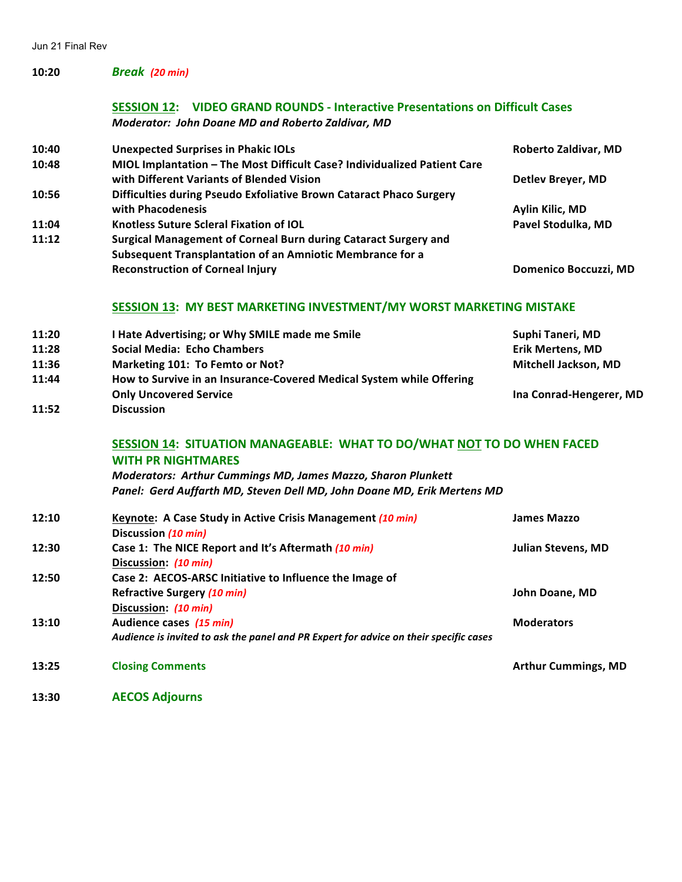Jun 21 Final Rev

| | | |
|---|---|---|
| **10:20** | ***Break*** *(20 min)* | |

## SESSION 12: VIDEO GRAND ROUNDS - Interactive Presentations on Difficult Cases

***Moderator: John Doane MD and Roberto Zaldivar, MD***

| | | |
|---|---|---|
| **10:40** | **Unexpected Surprises in Phakic IOLs** | **Roberto Zaldivar, MD** |
| **10:48** | **MIOL Implantation – The Most Difficult Case? Individualized Patient Care with Different Variants of Blended Vision** | **Detlev Breyer, MD** |
| **10:56** | **Difficulties during Pseudo Exfoliative Brown Cataract Phaco Surgery with Phacodenesis** | **Aylin Kilic, MD** |
| **11:04** | **Knotless Suture Scleral Fixation of IOL** | **Pavel Stodulka, MD** |
| **11:12** | **Surgical Management of Corneal Burn during Cataract Surgery and Subsequent Transplantation of an Amniotic Membrance for a Reconstruction of Corneal Injury** | **Domenico Boccuzzi, MD** |

## SESSION 13: MY BEST MARKETING INVESTMENT/MY WORST MARKETING MISTAKE

| | | |
|---|---|---|
| **11:20** | **I Hate Advertising; or Why SMILE made me Smile** | **Suphi Taneri, MD** |
| **11:28** | **Social Media: Echo Chambers** | **Erik Mertens, MD** |
| **11:36** | **Marketing 101: To Femto or Not?** | **Mitchell Jackson, MD** |
| **11:44** | **How to Survive in an Insurance-Covered Medical System while Offering Only Uncovered Service** | **Ina Conrad-Hengerer, MD** |
| **11:52** | **Discussion** | |

## SESSION 14: SITUATION MANAGEABLE: WHAT TO DO/WHAT NOT TO DO WHEN FACED WITH PR NIGHTMARES

***Moderators: Arthur Cummings MD, James Mazzo, Sharon Plunkett***
***Panel: Gerd Auffarth MD, Steven Dell MD, John Doane MD, Erik Mertens MD***

| | | |
|---|---|---|
| **12:10** | **Keynote: A Case Study in Active Crisis Management** *(10 min)*<br>**Discussion** *(10 min)* | **James Mazzo** |
| **12:30** | **Case 1: The NICE Report and It's Aftermath** *(10 min)*<br>**Discussion:** *(10 min)* | **Julian Stevens, MD** |
| **12:50** | **Case 2: AECOS-ARSC Initiative to Influence the Image of Refractive Surgery** *(10 min)*<br>**Discussion:** *(10 min)* | **John Doane, MD** |
| **13:10** | **Audience cases** *(15 min)*<br>***Audience is invited to ask the panel and PR Expert for advice on their specific cases*** | **Moderators** |
| **13:25** | **Closing Comments** | **Arthur Cummings, MD** |
| **13:30** | **AECOS Adjourns** | |